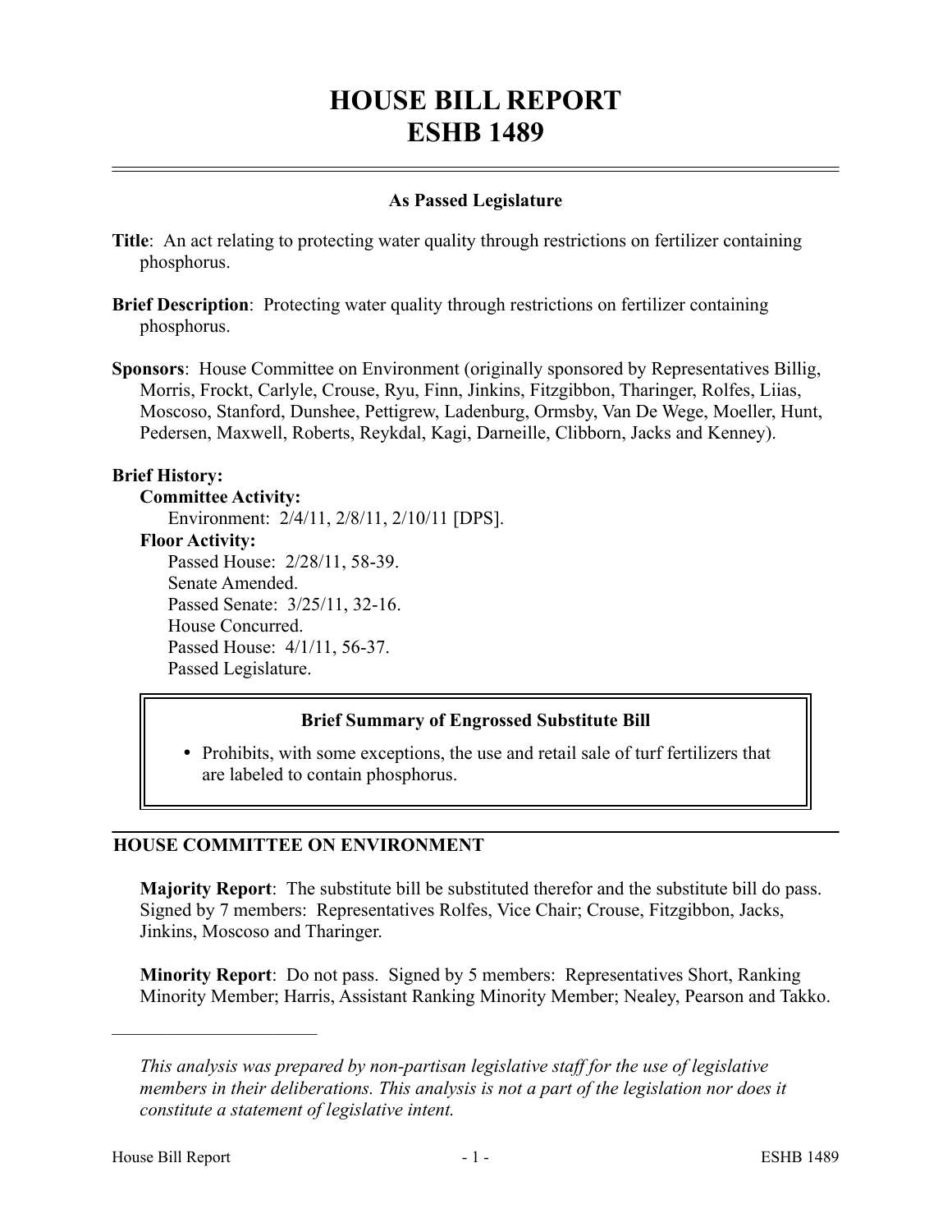# HOUSE BILL REPORT
# ESHB 1489

### As Passed Legislature

**Title**: An act relating to protecting water quality through restrictions on fertilizer containing phosphorus.

**Brief Description**: Protecting water quality through restrictions on fertilizer containing phosphorus.

**Sponsors**: House Committee on Environment (originally sponsored by Representatives Billig, Morris, Frockt, Carlyle, Crouse, Ryu, Finn, Jinkins, Fitzgibbon, Tharinger, Rolfes, Liias, Moscoso, Stanford, Dunshee, Pettigrew, Ladenburg, Ormsby, Van De Wege, Moeller, Hunt, Pedersen, Maxwell, Roberts, Reykdal, Kagi, Darneille, Clibborn, Jacks and Kenney).

**Brief History:**

**Committee Activity:**

Environment: 2/4/11, 2/8/11, 2/10/11 [DPS].

**Floor Activity:**

Passed House: 2/28/11, 58-39.
Senate Amended.
Passed Senate: 3/25/11, 32-16.
House Concurred.
Passed House: 4/1/11, 56-37.
Passed Legislature.

### Brief Summary of Engrossed Substitute Bill

- Prohibits, with some exceptions, the use and retail sale of turf fertilizers that are labeled to contain phosphorus.

## HOUSE COMMITTEE ON ENVIRONMENT

**Majority Report**: The substitute bill be substituted therefor and the substitute bill do pass. Signed by 7 members: Representatives Rolfes, Vice Chair; Crouse, Fitzgibbon, Jacks, Jinkins, Moscoso and Tharinger.

**Minority Report**: Do not pass. Signed by 5 members: Representatives Short, Ranking Minority Member; Harris, Assistant Ranking Minority Member; Nealey, Pearson and Takko.

---

*This analysis was prepared by non-partisan legislative staff for the use of legislative members in their deliberations. This analysis is not a part of the legislation nor does it constitute a statement of legislative intent.*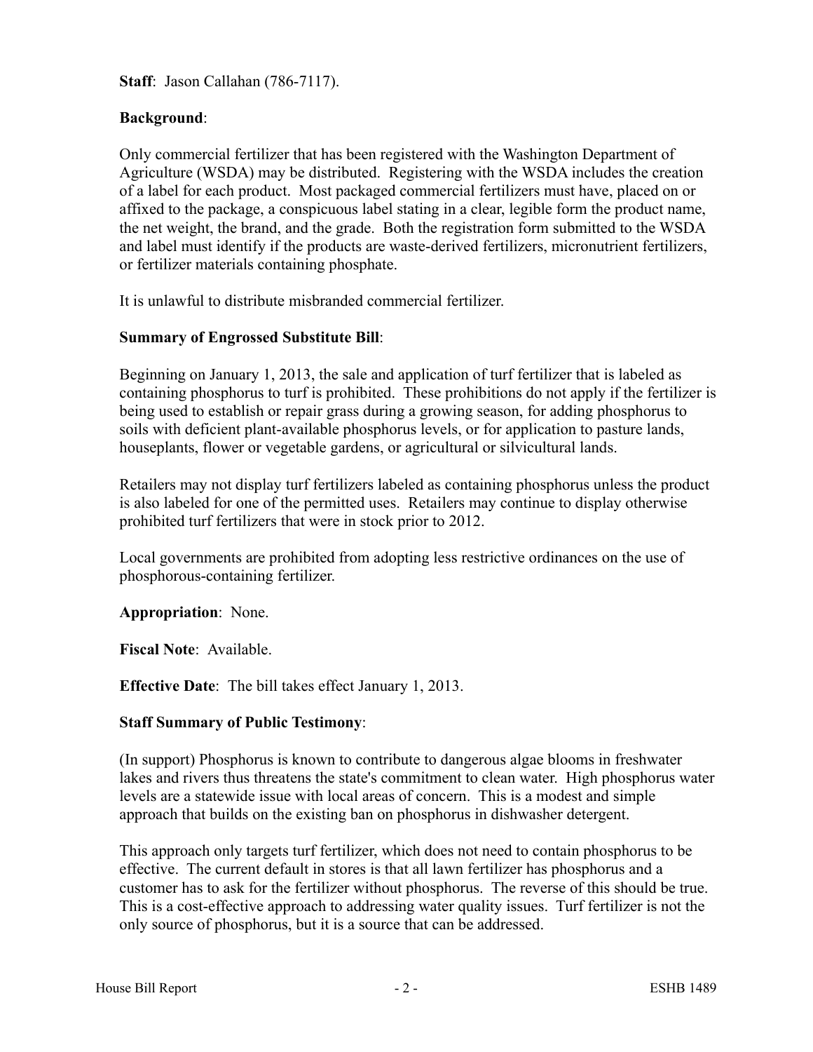**Staff**: Jason Callahan (786-7117).

**Background**:

Only commercial fertilizer that has been registered with the Washington Department of Agriculture (WSDA) may be distributed. Registering with the WSDA includes the creation of a label for each product. Most packaged commercial fertilizers must have, placed on or affixed to the package, a conspicuous label stating in a clear, legible form the product name, the net weight, the brand, and the grade. Both the registration form submitted to the WSDA and label must identify if the products are waste-derived fertilizers, micronutrient fertilizers, or fertilizer materials containing phosphate.

It is unlawful to distribute misbranded commercial fertilizer.

**Summary of Engrossed Substitute Bill**:

Beginning on January 1, 2013, the sale and application of turf fertilizer that is labeled as containing phosphorus to turf is prohibited. These prohibitions do not apply if the fertilizer is being used to establish or repair grass during a growing season, for adding phosphorus to soils with deficient plant-available phosphorus levels, or for application to pasture lands, houseplants, flower or vegetable gardens, or agricultural or silvicultural lands.

Retailers may not display turf fertilizers labeled as containing phosphorus unless the product is also labeled for one of the permitted uses. Retailers may continue to display otherwise prohibited turf fertilizers that were in stock prior to 2012.

Local governments are prohibited from adopting less restrictive ordinances on the use of phosphorous-containing fertilizer.

**Appropriation**: None.

**Fiscal Note**: Available.

**Effective Date**: The bill takes effect January 1, 2013.

**Staff Summary of Public Testimony**:

(In support) Phosphorus is known to contribute to dangerous algae blooms in freshwater lakes and rivers thus threatens the state's commitment to clean water. High phosphorus water levels are a statewide issue with local areas of concern. This is a modest and simple approach that builds on the existing ban on phosphorus in dishwasher detergent.

This approach only targets turf fertilizer, which does not need to contain phosphorus to be effective. The current default in stores is that all lawn fertilizer has phosphorus and a customer has to ask for the fertilizer without phosphorus. The reverse of this should be true. This is a cost-effective approach to addressing water quality issues. Turf fertilizer is not the only source of phosphorus, but it is a source that can be addressed.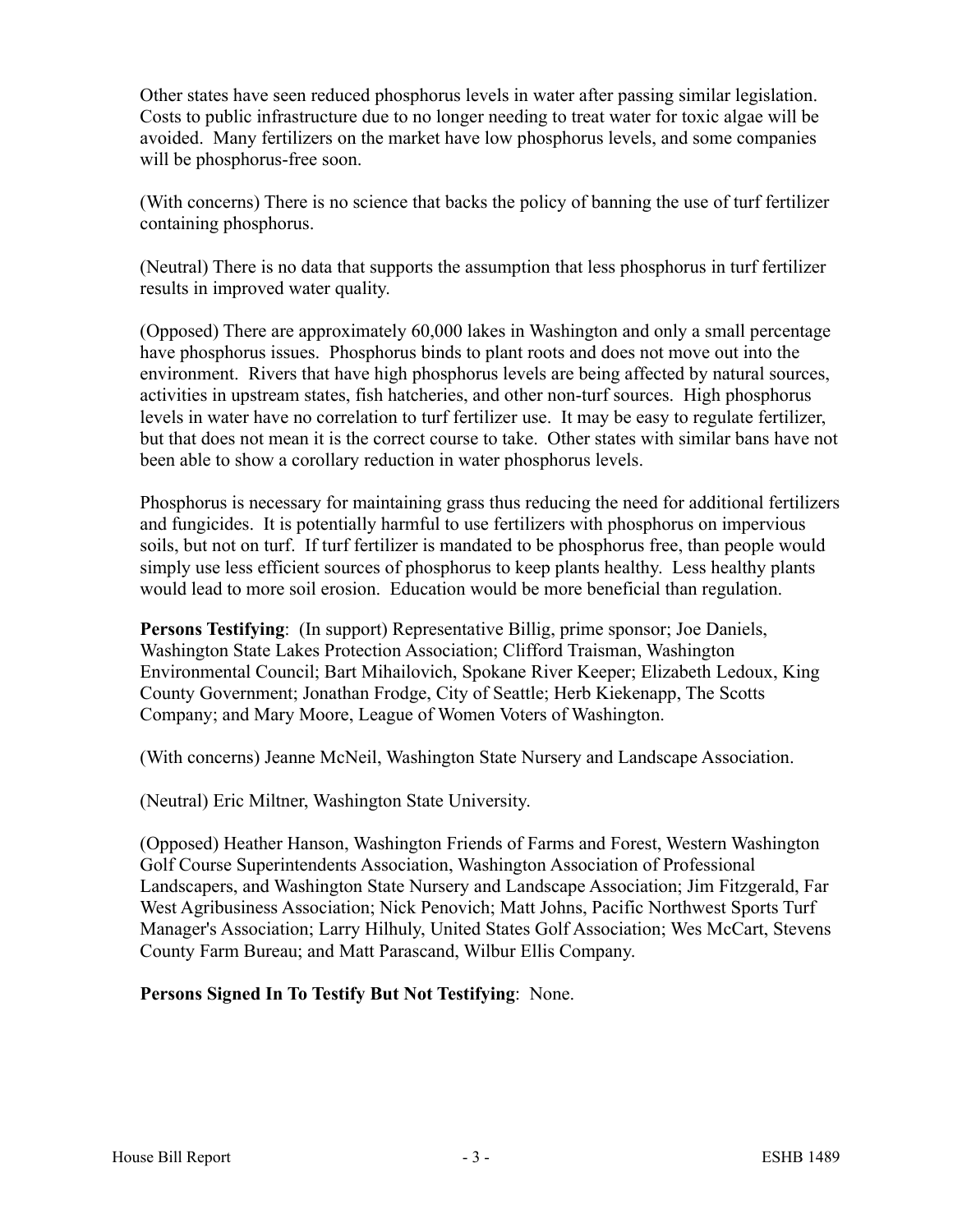Other states have seen reduced phosphorus levels in water after passing similar legislation. Costs to public infrastructure due to no longer needing to treat water for toxic algae will be avoided. Many fertilizers on the market have low phosphorus levels, and some companies will be phosphorus-free soon.

(With concerns) There is no science that backs the policy of banning the use of turf fertilizer containing phosphorus.

(Neutral) There is no data that supports the assumption that less phosphorus in turf fertilizer results in improved water quality.

(Opposed) There are approximately 60,000 lakes in Washington and only a small percentage have phosphorus issues. Phosphorus binds to plant roots and does not move out into the environment. Rivers that have high phosphorus levels are being affected by natural sources, activities in upstream states, fish hatcheries, and other non-turf sources. High phosphorus levels in water have no correlation to turf fertilizer use. It may be easy to regulate fertilizer, but that does not mean it is the correct course to take. Other states with similar bans have not been able to show a corollary reduction in water phosphorus levels.

Phosphorus is necessary for maintaining grass thus reducing the need for additional fertilizers and fungicides. It is potentially harmful to use fertilizers with phosphorus on impervious soils, but not on turf. If turf fertilizer is mandated to be phosphorus free, than people would simply use less efficient sources of phosphorus to keep plants healthy. Less healthy plants would lead to more soil erosion. Education would be more beneficial than regulation.

**Persons Testifying**: (In support) Representative Billig, prime sponsor; Joe Daniels, Washington State Lakes Protection Association; Clifford Traisman, Washington Environmental Council; Bart Mihailovich, Spokane River Keeper; Elizabeth Ledoux, King County Government; Jonathan Frodge, City of Seattle; Herb Kiekenapp, The Scotts Company; and Mary Moore, League of Women Voters of Washington.

(With concerns) Jeanne McNeil, Washington State Nursery and Landscape Association.

(Neutral) Eric Miltner, Washington State University.

(Opposed) Heather Hanson, Washington Friends of Farms and Forest, Western Washington Golf Course Superintendents Association, Washington Association of Professional Landscapers, and Washington State Nursery and Landscape Association; Jim Fitzgerald, Far West Agribusiness Association; Nick Penovich; Matt Johns, Pacific Northwest Sports Turf Manager's Association; Larry Hilhuly, United States Golf Association; Wes McCart, Stevens County Farm Bureau; and Matt Parascand, Wilbur Ellis Company.

**Persons Signed In To Testify But Not Testifying**: None.